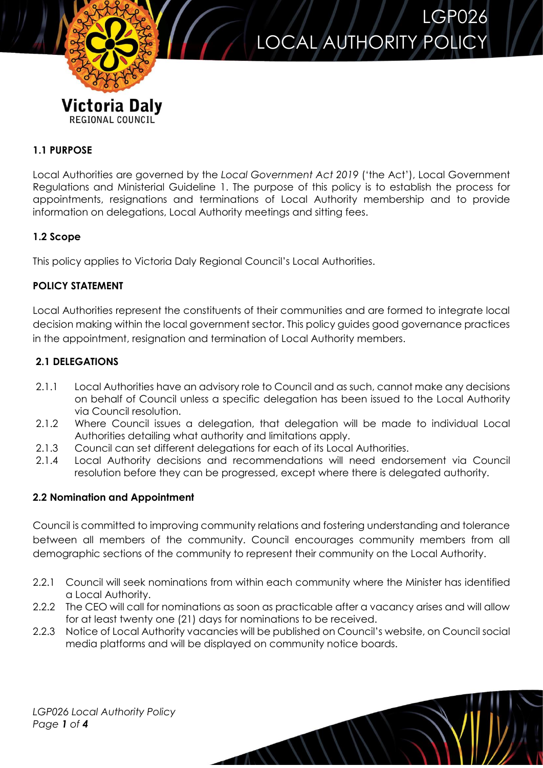# LGP026 LOCAL AUTHORITY POLICY

Victoria Daly REGIONAL COUNCIL

## 1.1 PURPOSE

Local Authorities are governed by the *Local Government Act 2019* ('the Act'), Local Government Regulations and Ministerial Guideline 1. The purpose of this policy is to establish the process for appointments, resignations and terminations of Local Authority membership and to provide information on delegations, Local Authority meetings and sitting fees.

## 1.2 Scope

This policy applies to Victoria Daly Regional Council's Local Authorities.

## POLICY STATEMENT

Local Authorities represent the constituents of their communities and are formed to integrate local decision making within the local government sector. This policy guides good governance practices in the appointment, resignation and termination of Local Authority members.

## 2.1 DELEGATIONS

2.1.1 Local Authorities have an advisory role to Council and as such, cannot make any decisions on behalf of Council unless a specific delegation has been issued to the Local Authority via Council resolution.

2.1.2 Where Council issues a delegation, that delegation will be made to individual Local Authorities detailing what authority and limitations apply.

2.1.3 Council can set different delegations for each of its Local Authorities.

2.1.4 Local Authority decisions and recommendations will need endorsement via Council resolution before they can be progressed, except where there is delegated authority.

## 2.2 Nomination and Appointment

Council is committed to improving community relations and fostering understanding and tolerance between all members of the community. Council encourages community members from all demographic sections of the community to represent their community on the Local Authority.

2.2.1 Council will seek nominations from within each community where the Minister has identified a Local Authority.

2.2.2 The CEO will call for nominations as soon as practicable after a vacancy arises and will allow for at least twenty one (21) days for nominations to be received.

2.2.3 Notice of Local Authority vacancies will be published on Council's website, on Council social media platforms and will be displayed on community notice boards.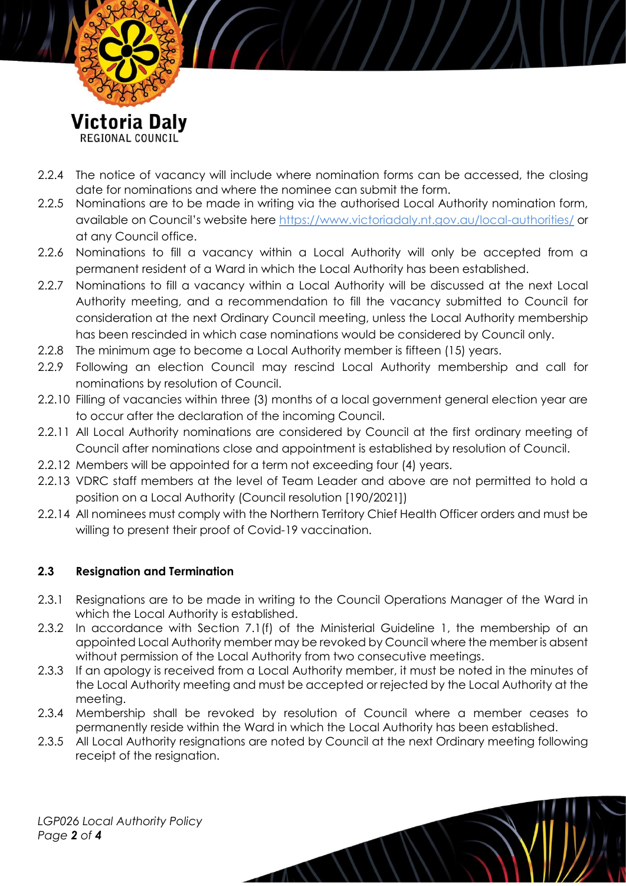2.2.4 The notice of vacancy will include where nomination forms can be accessed, the closing date for nominations and where the nominee can submit the form.

2.2.5 Nominations are to be made in writing via the authorised Local Authority nomination form, available on Council's website here https://www.victoriadaly.nt.gov.au/local-authorities/ or at any Council office.

2.2.6 Nominations to fill a vacancy within a Local Authority will only be accepted from a permanent resident of a Ward in which the Local Authority has been established.

2.2.7 Nominations to fill a vacancy within a Local Authority will be discussed at the next Local Authority meeting, and a recommendation to fill the vacancy submitted to Council for consideration at the next Ordinary Council meeting, unless the Local Authority membership has been rescinded in which case nominations would be considered by Council only.

2.2.8 The minimum age to become a Local Authority member is fifteen (15) years.

2.2.9 Following an election Council may rescind Local Authority membership and call for nominations by resolution of Council.

2.2.10 Filling of vacancies within three (3) months of a local government general election year are to occur after the declaration of the incoming Council.

2.2.11 All Local Authority nominations are considered by Council at the first ordinary meeting of Council after nominations close and appointment is established by resolution of Council.

2.2.12 Members will be appointed for a term not exceeding four (4) years.

2.2.13 VDRC staff members at the level of Team Leader and above are not permitted to hold a position on a Local Authority (Council resolution [190/2021])

2.2.14 All nominees must comply with the Northern Territory Chief Health Officer orders and must be willing to present their proof of Covid-19 vaccination.

### 2.3 Resignation and Termination

2.3.1 Resignations are to be made in writing to the Council Operations Manager of the Ward in which the Local Authority is established.

2.3.2 In accordance with Section 7.1(f) of the Ministerial Guideline 1, the membership of an appointed Local Authority member may be revoked by Council where the member is absent without permission of the Local Authority from two consecutive meetings.

2.3.3 If an apology is received from a Local Authority member, it must be noted in the minutes of the Local Authority meeting and must be accepted or rejected by the Local Authority at the meeting.

2.3.4 Membership shall be revoked by resolution of Council where a member ceases to permanently reside within the Ward in which the Local Authority has been established.

2.3.5 All Local Authority resignations are noted by Council at the next Ordinary meeting following receipt of the resignation.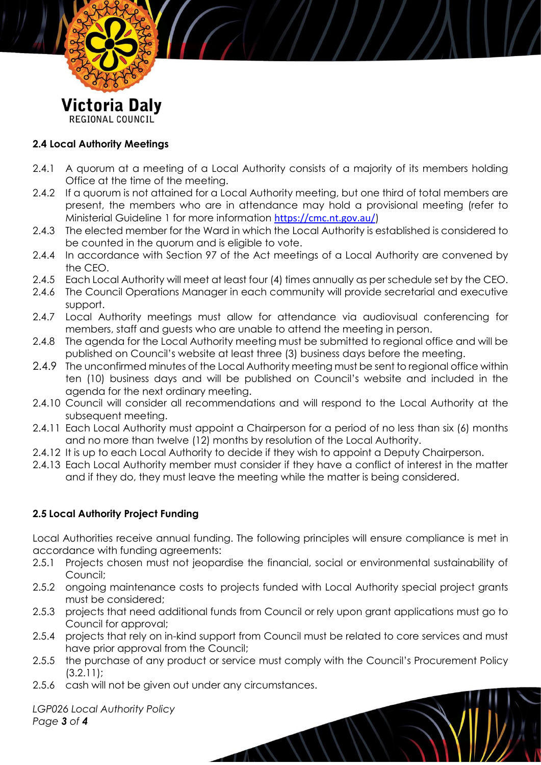## 2.4 Local Authority Meetings

2.4.1 A quorum at a meeting of a Local Authority consists of a majority of its members holding Office at the time of the meeting.

2.4.2 If a quorum is not attained for a Local Authority meeting, but one third of total members are present, the members who are in attendance may hold a provisional meeting (refer to Ministerial Guideline 1 for more information https://cmc.nt.gov.au/)

2.4.3 The elected member for the Ward in which the Local Authority is established is considered to be counted in the quorum and is eligible to vote.

2.4.4 In accordance with Section 97 of the Act meetings of a Local Authority are convened by the CEO.

2.4.5 Each Local Authority will meet at least four (4) times annually as per schedule set by the CEO.

2.4.6 The Council Operations Manager in each community will provide secretarial and executive support.

2.4.7 Local Authority meetings must allow for attendance via audiovisual conferencing for members, staff and guests who are unable to attend the meeting in person.

2.4.8 The agenda for the Local Authority meeting must be submitted to regional office and will be published on Council's website at least three (3) business days before the meeting.

2.4.9 The unconfirmed minutes of the Local Authority meeting must be sent to regional office within ten (10) business days and will be published on Council's website and included in the agenda for the next ordinary meeting.

2.4.10 Council will consider all recommendations and will respond to the Local Authority at the subsequent meeting.

2.4.11 Each Local Authority must appoint a Chairperson for a period of no less than six (6) months and no more than twelve (12) months by resolution of the Local Authority.

2.4.12 It is up to each Local Authority to decide if they wish to appoint a Deputy Chairperson.

2.4.13 Each Local Authority member must consider if they have a conflict of interest in the matter and if they do, they must leave the meeting while the matter is being considered.

## 2.5 Local Authority Project Funding

Local Authorities receive annual funding. The following principles will ensure compliance is met in accordance with funding agreements:

2.5.1 Projects chosen must not jeopardise the financial, social or environmental sustainability of Council;

2.5.2 ongoing maintenance costs to projects funded with Local Authority special project grants must be considered;

2.5.3 projects that need additional funds from Council or rely upon grant applications must go to Council for approval;

2.5.4 projects that rely on in-kind support from Council must be related to core services and must have prior approval from the Council;

2.5.5 the purchase of any product or service must comply with the Council's Procurement Policy (3.2.11);

2.5.6 cash will not be given out under any circumstances.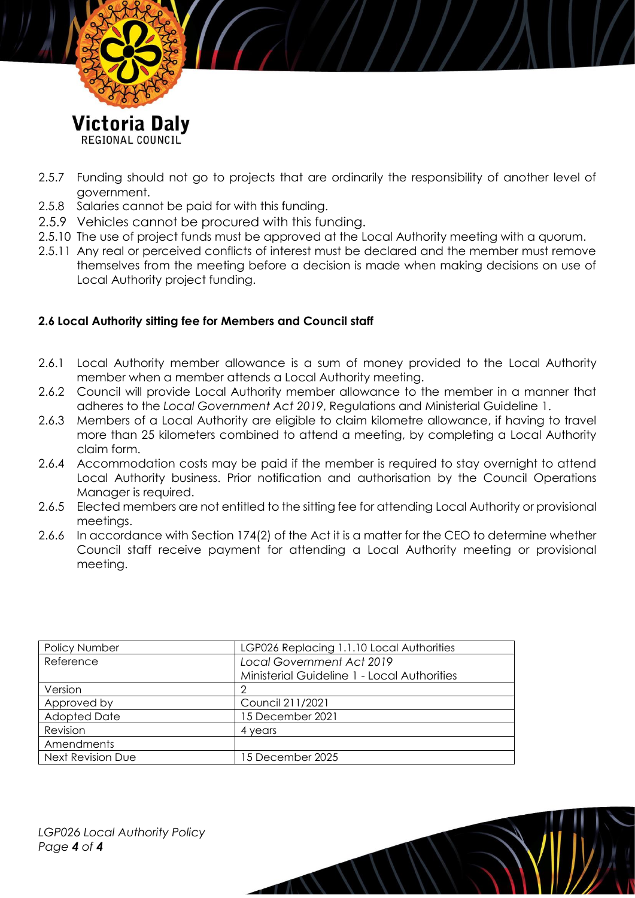2.5.7 Funding should not go to projects that are ordinarily the responsibility of another level of government.
2.5.8 Salaries cannot be paid for with this funding.
2.5.9 Vehicles cannot be procured with this funding.
2.5.10 The use of project funds must be approved at the Local Authority meeting with a quorum.
2.5.11 Any real or perceived conflicts of interest must be declared and the member must remove themselves from the meeting before a decision is made when making decisions on use of Local Authority project funding.

**2.6 Local Authority sitting fee for Members and Council staff**

2.6.1 Local Authority member allowance is a sum of money provided to the Local Authority member when a member attends a Local Authority meeting.
2.6.2 Council will provide Local Authority member allowance to the member in a manner that adheres to the *Local Government Act 2019*, Regulations and Ministerial Guideline 1.
2.6.3 Members of a Local Authority are eligible to claim kilometre allowance, if having to travel more than 25 kilometers combined to attend a meeting, by completing a Local Authority claim form.
2.6.4 Accommodation costs may be paid if the member is required to stay overnight to attend Local Authority business. Prior notification and authorisation by the Council Operations Manager is required.
2.6.5 Elected members are not entitled to the sitting fee for attending Local Authority or provisional meetings.
2.6.6 In accordance with Section 174(2) of the Act it is a matter for the CEO to determine whether Council staff receive payment for attending a Local Authority meeting or provisional meeting.

| | |
|---|---|
| Policy Number | LGP026 Replacing 1.1.10 Local Authorities |
| Reference | *Local Government Act 2019*<br>Ministerial Guideline 1 - Local Authorities |
| Version | 2 |
| Approved by | Council 211/2021 |
| Adopted Date | 15 December 2021 |
| Revision | 4 years |
| Amendments | |
| Next Revision Due | 15 December 2025 |